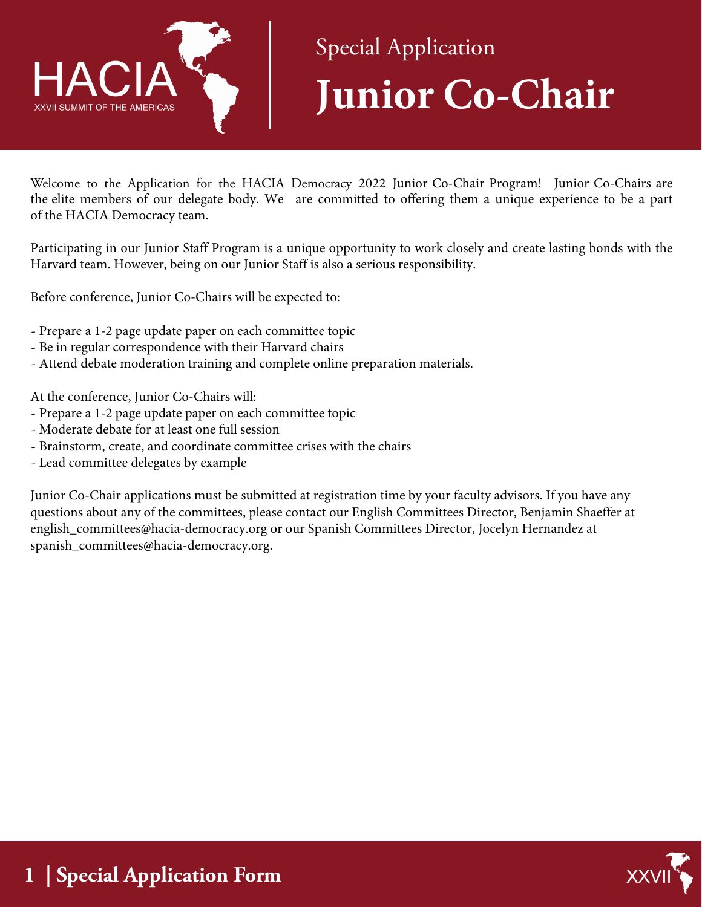HACIA
XXVII SUMMIT OF THE AMERICAS

Special Application

# Junior Co-Chair

Welcome to the Application for the HACIA Democracy 2022 Junior Co-Chair Program! Junior Co-Chairs are the elite members of our delegate body. We are committed to offering them a unique experience to be a part of the HACIA Democracy team.

Participating in our Junior Staff Program is a unique opportunity to work closely and create lasting bonds with the Harvard team. However, being on our Junior Staff is also a serious responsibility.

Before conference, Junior Co-Chairs will be expected to:

- Prepare a 1-2 page update paper on each committee topic
- Be in regular correspondence with their Harvard chairs
- Attend debate moderation training and complete online preparation materials.

At the conference, Junior Co-Chairs will:

- Prepare a 1-2 page update paper on each committee topic
- Moderate debate for at least one full session
- Brainstorm, create, and coordinate committee crises with the chairs
- Lead committee delegates by example

Junior Co-Chair applications must be submitted at registration time by your faculty advisors. If you have any questions about any of the committees, please contact our English Committees Director, Benjamin Shaeffer at english_committees@hacia-democracy.org or our Spanish Committees Director, Jocelyn Hernandez at spanish_committees@hacia-democracy.org.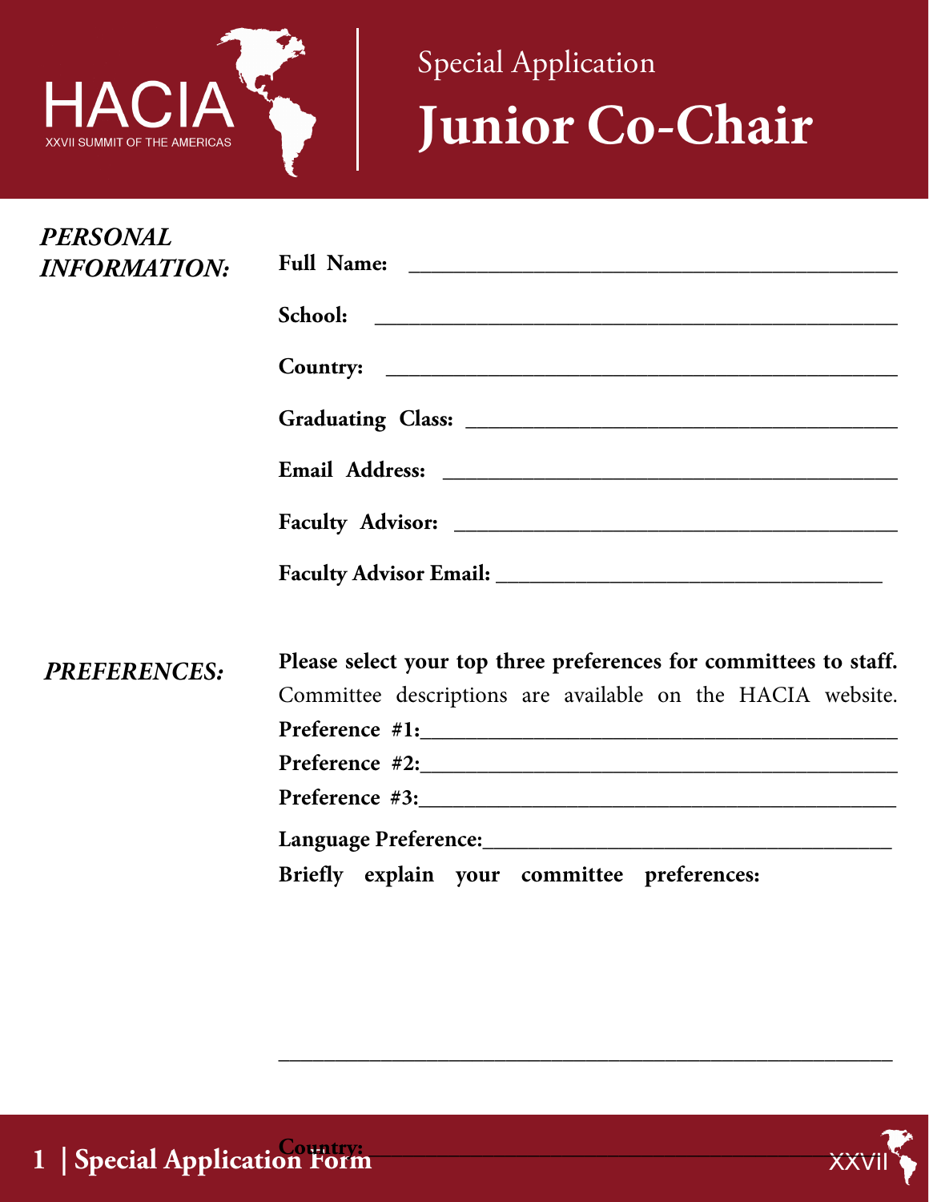# Special Application

# Junior Co-Chair

***PERSONAL INFORMATION:***

**Full Name:** ____________________________________________

**School:** ____________________________________________

**Country:** ____________________________________________

**Graduating Class:** ____________________________________________

**Email Address:** ____________________________________________

**Faculty Advisor:** ____________________________________________

**Faculty Advisor Email:** ____________________________________

***PREFERENCES:***

**Please select your top three preferences for committees to staff.** Committee descriptions are available on the HACIA website.

**Preference #1:**____________________________________________

**Preference #2:**____________________________________________

**Preference #3:**____________________________________________

**Language Preference:**____________________________________

**Briefly explain your committee preferences:**

________________________________________________________

**Country:** ____________________________________________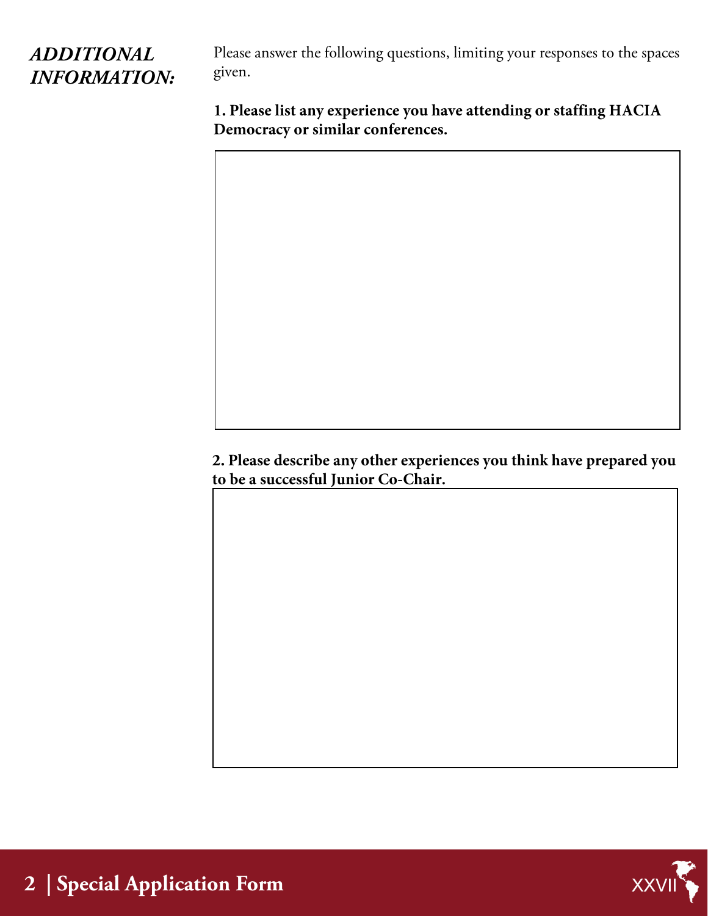## *ADDITIONAL INFORMATION:*

Please answer the following questions, limiting your responses to the spaces given.

**1. Please list any experience you have attending or staffing HACIA Democracy or similar conferences.**

**2. Please describe any other experiences you think have prepared you to be a successful Junior Co-Chair.**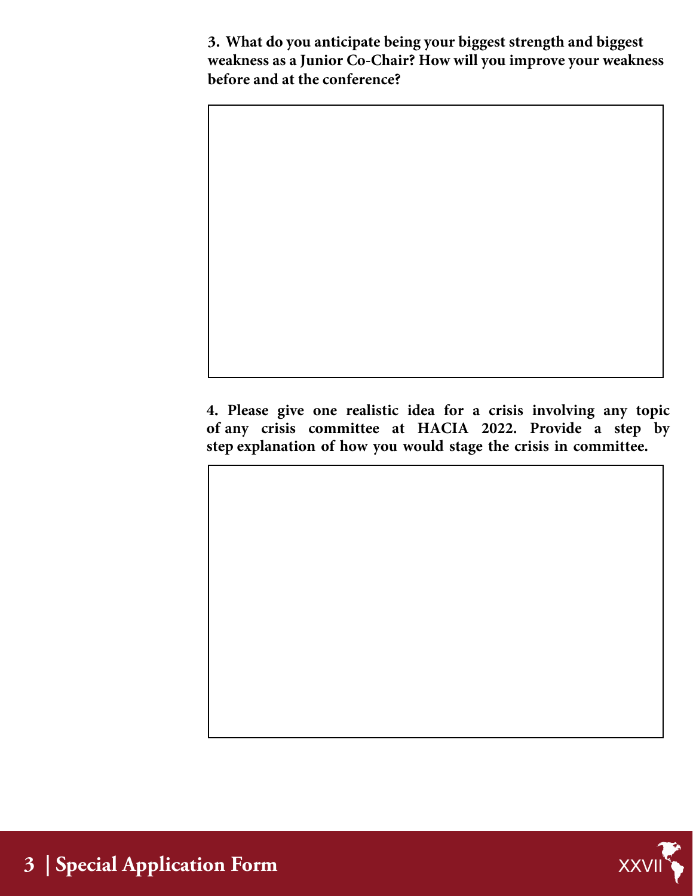**3. What do you anticipate being your biggest strength and biggest weakness as a Junior Co-Chair? How will you improve your weakness before and at the conference?**

**4. Please give one realistic idea for a crisis involving any topic of any crisis committee at HACIA 2022. Provide a step by step explanation of how you would stage the crisis in committee.**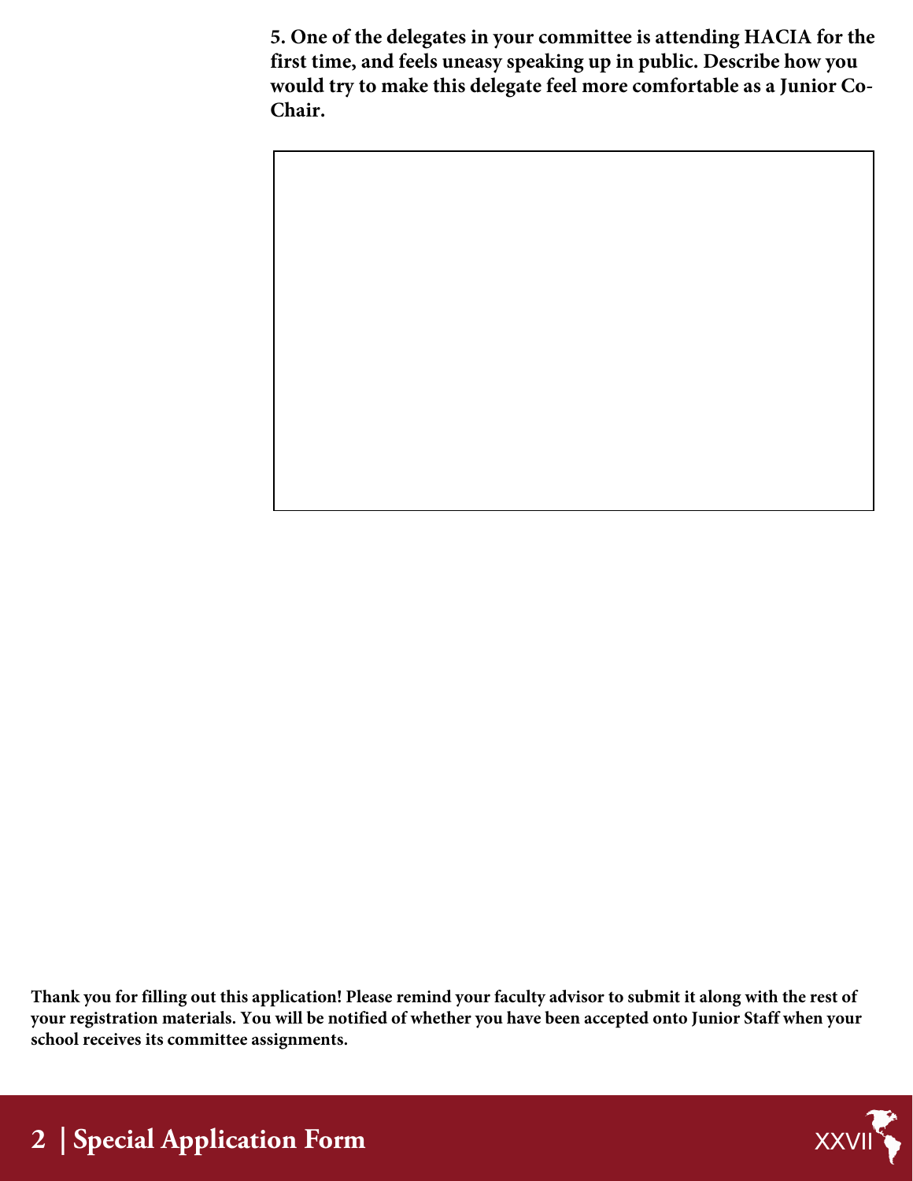**5. One of the delegates in your committee is attending HACIA for the first time, and feels uneasy speaking up in public. Describe how you would try to make this delegate feel more comfortable as a Junior Co-Chair.**

**Thank you for filling out this application! Please remind your faculty advisor to submit it along with the rest of your registration materials. You will be notified of whether you have been accepted onto Junior Staff when your school receives its committee assignments.**